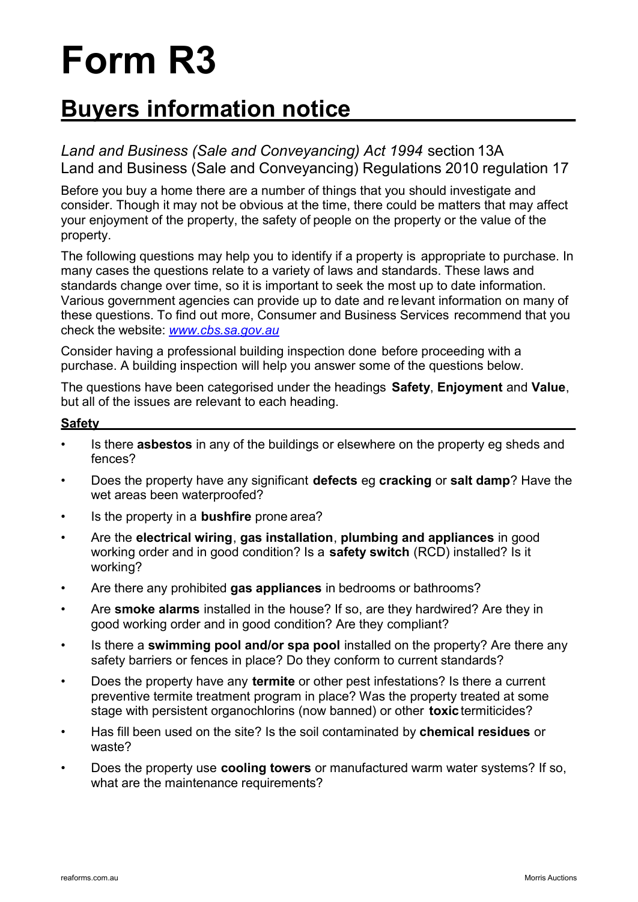# Form R3

## Buyers information notice

*Land and Business (Sale and Conveyancing) Act 1994* section 13A
Land and Business (Sale and Conveyancing) Regulations 2010 regulation 17

Before you buy a home there are a number of things that you should investigate and consider. Though it may not be obvious at the time, there could be matters that may affect your enjoyment of the property, the safety of people on the property or the value of the property.

The following questions may help you to identify if a property is appropriate to purchase. In many cases the questions relate to a variety of laws and standards. These laws and standards change over time, so it is important to seek the most up to date information. Various government agencies can provide up to date and relevant information on many of these questions. To find out more, Consumer and Business Services recommend that you check the website: *www.cbs.sa.gov.au*

Consider having a professional building inspection done before proceeding with a purchase. A building inspection will help you answer some of the questions below.

The questions have been categorised under the headings **Safety**, **Enjoyment** and **Value**, but all of the issues are relevant to each heading.

### Safety

- Is there **asbestos** in any of the buildings or elsewhere on the property eg sheds and fences?
- Does the property have any significant **defects** eg **cracking** or **salt damp**? Have the wet areas been waterproofed?
- Is the property in a **bushfire** prone area?
- Are the **electrical wiring**, **gas installation**, **plumbing and appliances** in good working order and in good condition? Is a **safety switch** (RCD) installed? Is it working?
- Are there any prohibited **gas appliances** in bedrooms or bathrooms?
- Are **smoke alarms** installed in the house? If so, are they hardwired? Are they in good working order and in good condition? Are they compliant?
- Is there a **swimming pool and/or spa pool** installed on the property? Are there any safety barriers or fences in place? Do they conform to current standards?
- Does the property have any **termite** or other pest infestations? Is there a current preventive termite treatment program in place? Was the property treated at some stage with persistent organochlorins (now banned) or other **toxic** termiticides?
- Has fill been used on the site? Is the soil contaminated by **chemical residues** or waste?
- Does the property use **cooling towers** or manufactured warm water systems? If so, what are the maintenance requirements?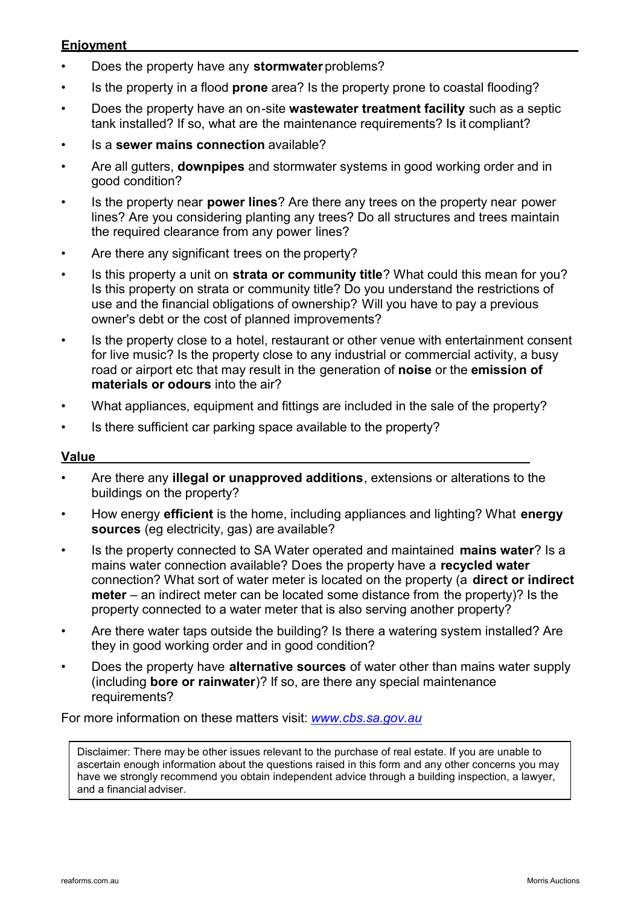**Enjoyment**

- Does the property have any **stormwater** problems?
- Is the property in a flood **prone** area? Is the property prone to coastal flooding?
- Does the property have an on-site **wastewater treatment facility** such as a septic tank installed? If so, what are the maintenance requirements? Is it compliant?
- Is a **sewer mains connection** available?
- Are all gutters, **downpipes** and stormwater systems in good working order and in good condition?
- Is the property near **power lines**? Are there any trees on the property near power lines? Are you considering planting any trees? Do all structures and trees maintain the required clearance from any power lines?
- Are there any significant trees on the property?
- Is this property a unit on **strata or community title**? What could this mean for you? Is this property on strata or community title? Do you understand the restrictions of use and the financial obligations of ownership? Will you have to pay a previous owner's debt or the cost of planned improvements?
- Is the property close to a hotel, restaurant or other venue with entertainment consent for live music? Is the property close to any industrial or commercial activity, a busy road or airport etc that may result in the generation of **noise** or the **emission of materials or odours** into the air?
- What appliances, equipment and fittings are included in the sale of the property?
- Is there sufficient car parking space available to the property?

**Value**

- Are there any **illegal or unapproved additions**, extensions or alterations to the buildings on the property?
- How energy **efficient** is the home, including appliances and lighting? What **energy sources** (eg electricity, gas) are available?
- Is the property connected to SA Water operated and maintained **mains water**? Is a mains water connection available? Does the property have a **recycled water** connection? What sort of water meter is located on the property (a **direct or indirect meter** – an indirect meter can be located some distance from the property)? Is the property connected to a water meter that is also serving another property?
- Are there water taps outside the building? Is there a watering system installed? Are they in good working order and in good condition?
- Does the property have **alternative sources** of water other than mains water supply (including **bore or rainwater**)? If so, are there any special maintenance requirements?

For more information on these matters visit: *www.cbs.sa.gov.au*

Disclaimer: There may be other issues relevant to the purchase of real estate. If you are unable to ascertain enough information about the questions raised in this form and any other concerns you may have we strongly recommend you obtain independent advice through a building inspection, a lawyer, and a financial adviser.